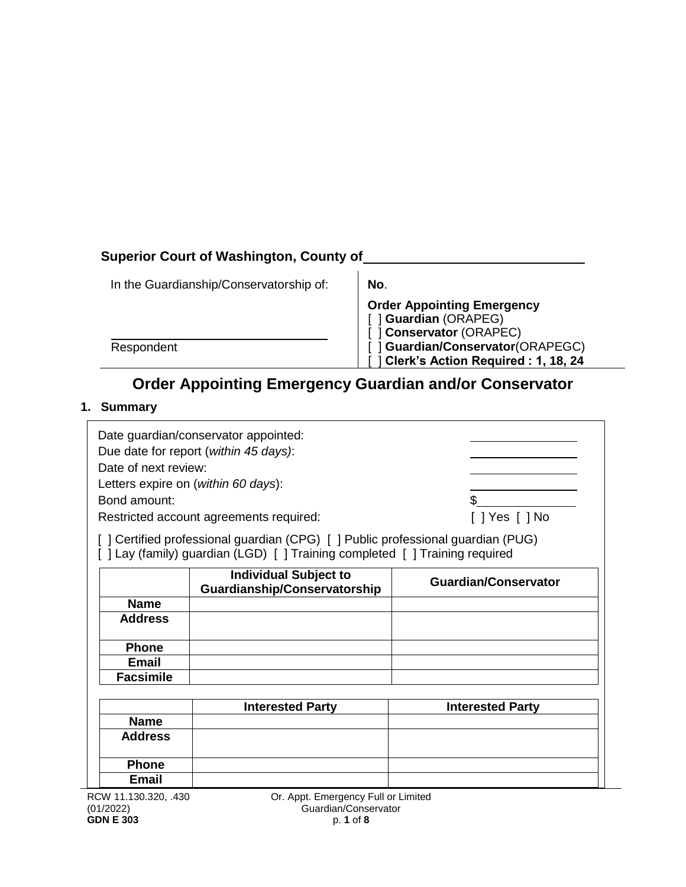**Superior Court of Washington, County of** ____________________

| In the Guardianship/Conservatorship of: | **No**. |
|---|---|
| ______________________________ Respondent | **Order Appointing Emergency** [ ] **Guardian** (ORAPEG) [ ] **Conservator** (ORAPEC) [ ] **Guardian/Conservator**(ORAPEGC) [ ] **Clerk's Action Required : 1, 18, 24** |

# Order Appointing Emergency Guardian and/or Conservator

## 1. Summary

Date guardian/conservator appointed: ______________

Due date for report (*within 45 days)*: ______________

Date of next review: ______________

Letters expire on (*within 60 days*): ______________

Bond amount: $______________

Restricted account agreements required: [ ] Yes [ ] No

[ ] Certified professional guardian (CPG) [ ] Public professional guardian (PUG)
[ ] Lay (family) guardian (LGD) [ ] Training completed [ ] Training required

| | Individual Subject to Guardianship/Conservatorship | Guardian/Conservator |
|---|---|---|
| **Name** | | |
| **Address** | | |
| **Phone** | | |
| **Email** | | |
| **Facsimile** | | |

| | Interested Party | Interested Party |
|---|---|---|
| **Name** | | |
| **Address** | | |
| **Phone** | | |
| **Email** | | |

RCW 11.130.320, .430
(01/2022)
**GDN E 303**

Or. Appt. Emergency Full or Limited Guardian/Conservator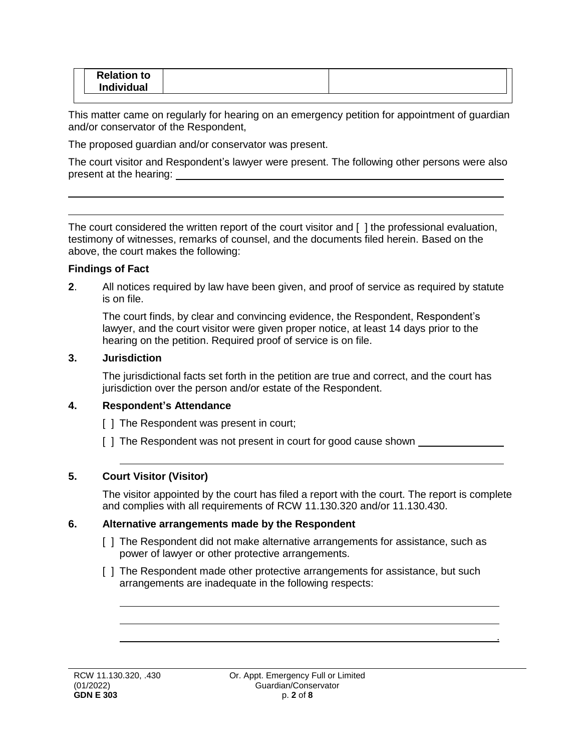| Relation to Individual | | |
|---|---|---|

This matter came on regularly for hearing on an emergency petition for appointment of guardian and/or conservator of the Respondent,

The proposed guardian and/or conservator was present.

The court visitor and Respondent's lawyer were present. The following other persons were also present at the hearing: ______________________________________________

______________________________________________

______________________________________________

The court considered the written report of the court visitor and [ ] the professional evaluation, testimony of witnesses, remarks of counsel, and the documents filed herein. Based on the above, the court makes the following:

**Findings of Fact**

**2**. All notices required by law have been given, and proof of service as required by statute is on file.

The court finds, by clear and convincing evidence, the Respondent, Respondent's lawyer, and the court visitor were given proper notice, at least 14 days prior to the hearing on the petition. Required proof of service is on file.

**3. Jurisdiction**

The jurisdictional facts set forth in the petition are true and correct, and the court has jurisdiction over the person and/or estate of the Respondent.

**4. Respondent's Attendance**

[ ] The Respondent was present in court;

[ ] The Respondent was not present in court for good cause shown ______________

______________________________________________

**5. Court Visitor (Visitor)**

The visitor appointed by the court has filed a report with the court. The report is complete and complies with all requirements of RCW 11.130.320 and/or 11.130.430.

**6. Alternative arrangements made by the Respondent**

[ ] The Respondent did not make alternative arrangements for assistance, such as power of lawyer or other protective arrangements.

[ ] The Respondent made other protective arrangements for assistance, but such arrangements are inadequate in the following respects:

______________________________________________

______________________________________________

______________________________________________.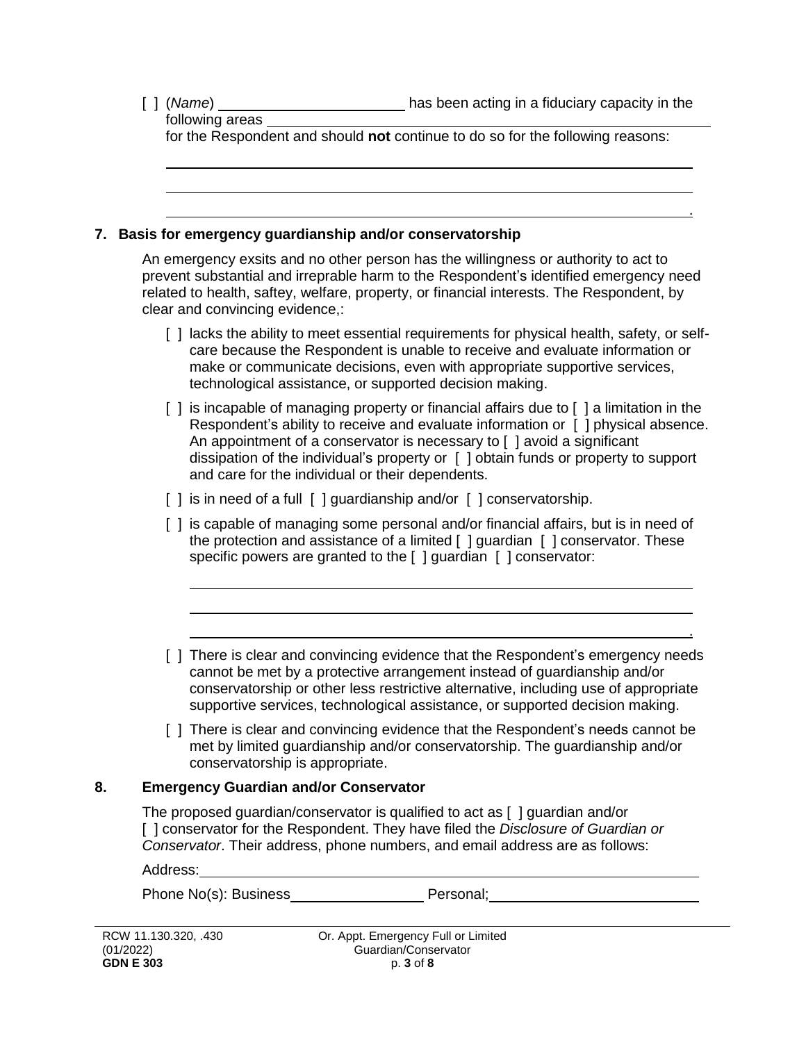[ ] (*Name*) ______________________ has been acting in a fiduciary capacity in the following areas ______________________________________________
for the Respondent and should **not** continue to do so for the following reasons:

______________________________________________________________________

______________________________________________________________________

______________________________________________________________________.

**7. Basis for emergency guardianship and/or conservatorship**

An emergency exsits and no other person has the willingness or authority to act to prevent substantial and irreprable harm to the Respondent's identified emergency need related to health, saftey, welfare, property, or financial interests. The Respondent, by clear and convincing evidence,:

[ ] lacks the ability to meet essential requirements for physical health, safety, or self-care because the Respondent is unable to receive and evaluate information or make or communicate decisions, even with appropriate supportive services, technological assistance, or supported decision making.

[ ] is incapable of managing property or financial affairs due to [ ] a limitation in the Respondent's ability to receive and evaluate information or [ ] physical absence. An appointment of a conservator is necessary to [ ] avoid a significant dissipation of the individual's property or [ ] obtain funds or property to support and care for the individual or their dependents.

[ ] is in need of a full [ ] guardianship and/or [ ] conservatorship.

[ ] is capable of managing some personal and/or financial affairs, but is in need of the protection and assistance of a limited [ ] guardian [ ] conservator. These specific powers are granted to the [ ] guardian [ ] conservator:

______________________________________________________________________

______________________________________________________________________

______________________________________________________________________.

[ ] There is clear and convincing evidence that the Respondent's emergency needs cannot be met by a protective arrangement instead of guardianship and/or conservatorship or other less restrictive alternative, including use of appropriate supportive services, technological assistance, or supported decision making.

[ ] There is clear and convincing evidence that the Respondent's needs cannot be met by limited guardianship and/or conservatorship. The guardianship and/or conservatorship is appropriate.

**8. Emergency Guardian and/or Conservator**

The proposed guardian/conservator is qualified to act as [ ] guardian and/or [ ] conservator for the Respondent. They have filed the *Disclosure of Guardian or Conservator*. Their address, phone numbers, and email address are as follows:

Address: ______________________________________________________________

Phone No(s): Business ________________ Personal; __________________________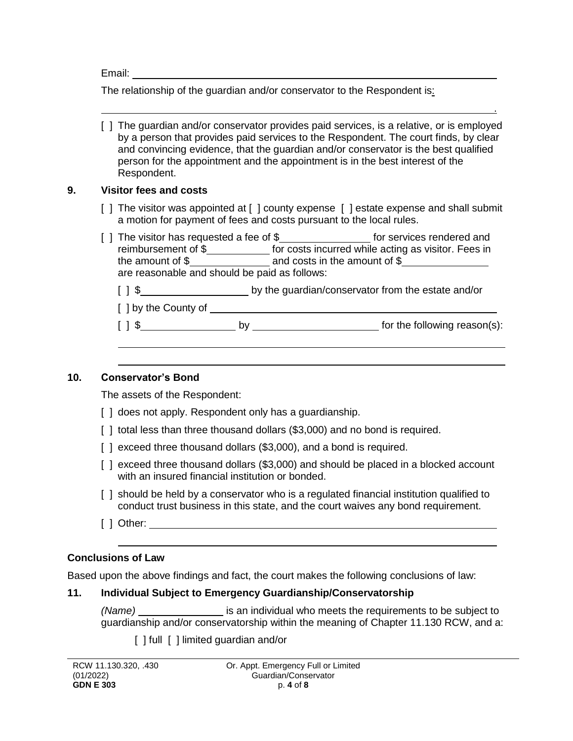Email: ______________________________________________________________

The relationship of the guardian and/or conservator to the Respondent is:

______________________________________________________________.

[ ] The guardian and/or conservator provides paid services, is a relative, or is employed by a person that provides paid services to the Respondent. The court finds, by clear and convincing evidence, that the guardian and/or conservator is the best qualified person for the appointment and the appointment is in the best interest of the Respondent.

## 9. Visitor fees and costs

[ ] The visitor was appointed at [ ] county expense [ ] estate expense and shall submit a motion for payment of fees and costs pursuant to the local rules.

[ ] The visitor has requested a fee of $______________ for services rendered and reimbursement of $__________ for costs incurred while acting as visitor. Fees in the amount of $____________ and costs in the amount of $_____________ are reasonable and should be paid as follows:

[ ] $_________________ by the guardian/conservator from the estate and/or

[ ] by the County of ______________________________________________

[ ] $_______________ by ____________________ for the following reason(s):

______________________________________________________________

______________________________________________________________

## 10. Conservator's Bond

The assets of the Respondent:

[ ] does not apply. Respondent only has a guardianship.

[ ] total less than three thousand dollars ($3,000) and no bond is required.

[ ] exceed three thousand dollars ($3,000), and a bond is required.

[ ] exceed three thousand dollars ($3,000) and should be placed in a blocked account with an insured financial institution or bonded.

[ ] should be held by a conservator who is a regulated financial institution qualified to conduct trust business in this state, and the court waives any bond requirement.

[ ] Other: ______________________________________________________

______________________________________________________________

## Conclusions of Law

Based upon the above findings and fact, the court makes the following conclusions of law:

## 11. Individual Subject to Emergency Guardianship/Conservatorship

*(Name)* ______________ is an individual who meets the requirements to be subject to guardianship and/or conservatorship within the meaning of Chapter 11.130 RCW, and a:

[ ] full [ ] limited guardian and/or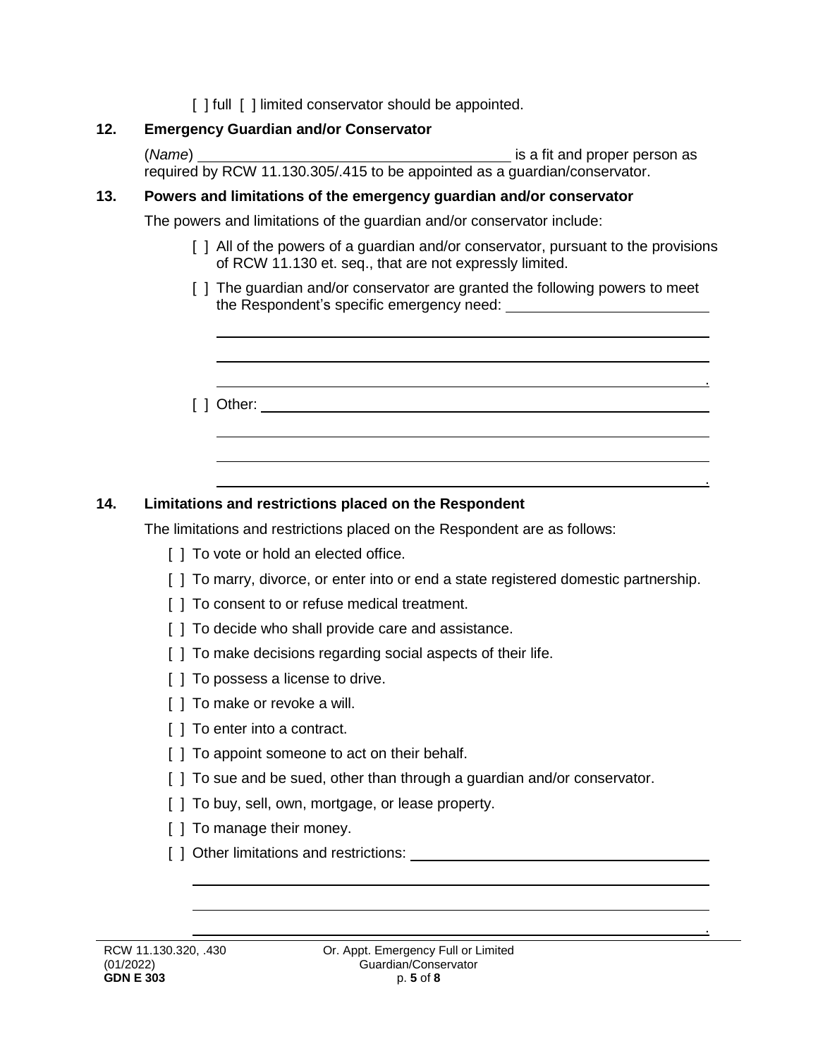[ ] full [ ] limited conservator should be appointed.

**12. Emergency Guardian and/or Conservator**

(*Name*) \_\_\_\_\_\_\_\_\_\_\_\_\_\_\_\_\_\_\_\_\_\_\_\_\_\_\_\_\_\_\_\_\_\_\_\_\_\_ is a fit and proper person as required by RCW 11.130.305/.415 to be appointed as a guardian/conservator.

**13. Powers and limitations of the emergency guardian and/or conservator**

The powers and limitations of the guardian and/or conservator include:

[ ] All of the powers of a guardian and/or conservator, pursuant to the provisions of RCW 11.130 et. seq., that are not expressly limited.

[ ] The guardian and/or conservator are granted the following powers to meet the Respondent's specific emergency need: \_\_\_\_\_\_\_\_\_\_\_\_\_\_\_\_\_\_\_\_\_\_\_\_\_\_\_\_

\_\_\_\_\_\_\_\_\_\_\_\_\_\_\_\_\_\_\_\_\_\_\_\_\_\_\_\_\_\_\_\_\_\_\_\_\_\_\_\_\_\_\_\_\_\_\_\_\_\_\_\_\_\_\_\_\_\_\_\_

\_\_\_\_\_\_\_\_\_\_\_\_\_\_\_\_\_\_\_\_\_\_\_\_\_\_\_\_\_\_\_\_\_\_\_\_\_\_\_\_\_\_\_\_\_\_\_\_\_\_\_\_\_\_\_\_\_\_\_\_

\_\_\_\_\_\_\_\_\_\_\_\_\_\_\_\_\_\_\_\_\_\_\_\_\_\_\_\_\_\_\_\_\_\_\_\_\_\_\_\_\_\_\_\_\_\_\_\_\_\_\_\_\_\_\_\_\_\_\_\_.

[ ] Other: \_\_\_\_\_\_\_\_\_\_\_\_\_\_\_\_\_\_\_\_\_\_\_\_\_\_\_\_\_\_\_\_\_\_\_\_\_\_\_\_\_\_\_\_\_\_\_\_\_\_\_\_\_\_

\_\_\_\_\_\_\_\_\_\_\_\_\_\_\_\_\_\_\_\_\_\_\_\_\_\_\_\_\_\_\_\_\_\_\_\_\_\_\_\_\_\_\_\_\_\_\_\_\_\_\_\_\_\_\_\_\_\_\_\_

\_\_\_\_\_\_\_\_\_\_\_\_\_\_\_\_\_\_\_\_\_\_\_\_\_\_\_\_\_\_\_\_\_\_\_\_\_\_\_\_\_\_\_\_\_\_\_\_\_\_\_\_\_\_\_\_\_\_\_\_

\_\_\_\_\_\_\_\_\_\_\_\_\_\_\_\_\_\_\_\_\_\_\_\_\_\_\_\_\_\_\_\_\_\_\_\_\_\_\_\_\_\_\_\_\_\_\_\_\_\_\_\_\_\_\_\_\_\_\_\_.

**14. Limitations and restrictions placed on the Respondent**

The limitations and restrictions placed on the Respondent are as follows:

[ ] To vote or hold an elected office.

[ ] To marry, divorce, or enter into or end a state registered domestic partnership.

[ ] To consent to or refuse medical treatment.

[ ] To decide who shall provide care and assistance.

[ ] To make decisions regarding social aspects of their life.

[ ] To possess a license to drive.

[ ] To make or revoke a will.

[ ] To enter into a contract.

[ ] To appoint someone to act on their behalf.

[ ] To sue and be sued, other than through a guardian and/or conservator.

[ ] To buy, sell, own, mortgage, or lease property.

[ ] To manage their money.

[ ] Other limitations and restrictions: \_\_\_\_\_\_\_\_\_\_\_\_\_\_\_\_\_\_\_\_\_\_\_\_\_\_\_\_\_\_\_\_\_\_\_\_

\_\_\_\_\_\_\_\_\_\_\_\_\_\_\_\_\_\_\_\_\_\_\_\_\_\_\_\_\_\_\_\_\_\_\_\_\_\_\_\_\_\_\_\_\_\_\_\_\_\_\_\_\_\_\_\_\_\_\_\_\_\_\_\_

\_\_\_\_\_\_\_\_\_\_\_\_\_\_\_\_\_\_\_\_\_\_\_\_\_\_\_\_\_\_\_\_\_\_\_\_\_\_\_\_\_\_\_\_\_\_\_\_\_\_\_\_\_\_\_\_\_\_\_\_\_\_\_\_

\_\_\_\_\_\_\_\_\_\_\_\_\_\_\_\_\_\_\_\_\_\_\_\_\_\_\_\_\_\_\_\_\_\_\_\_\_\_\_\_\_\_\_\_\_\_\_\_\_\_\_\_\_\_\_\_\_\_\_\_\_\_\_\_.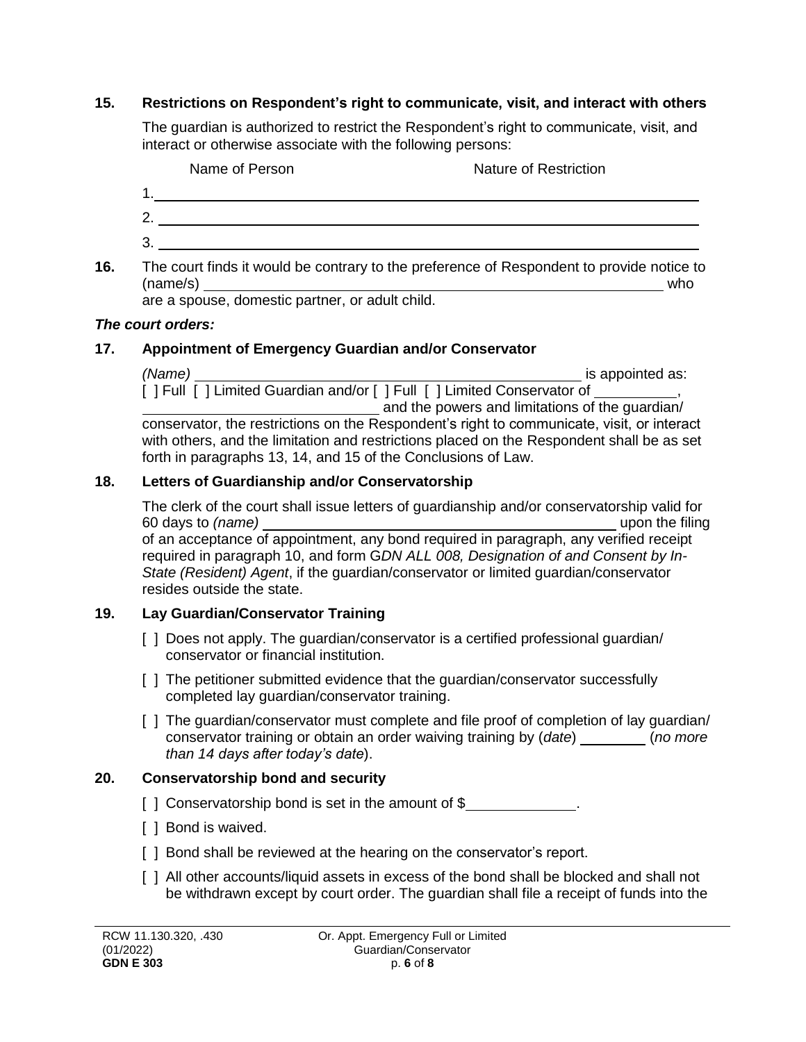**15. Restrictions on Respondent's right to communicate, visit, and interact with others**

The guardian is authorized to restrict the Respondent's right to communicate, visit, and interact or otherwise associate with the following persons:

| Name of Person | Nature of Restriction |
|---|---|
| 1. | |
| 2. | |
| 3. | |

**16.** The court finds it would be contrary to the preference of Respondent to provide notice to (name/s) ______________________________ who are a spouse, domestic partner, or adult child.

***The court orders:***

**17. Appointment of Emergency Guardian and/or Conservator**

*(Name)* ______________________________ is appointed as:
[ ] Full [ ] Limited Guardian and/or [ ] Full [ ] Limited Conservator of __________, ______________________________ and the powers and limitations of the guardian/conservator, the restrictions on the Respondent's right to communicate, visit, or interact with others, and the limitation and restrictions placed on the Respondent shall be as set forth in paragraphs 13, 14, and 15 of the Conclusions of Law.

**18. Letters of Guardianship and/or Conservatorship**

The clerk of the court shall issue letters of guardianship and/or conservatorship valid for 60 days to *(name)* ______________________________ upon the filing of an acceptance of appointment, any bond required in paragraph, any verified receipt required in paragraph 10, and form G*DN ALL 008, Designation of and Consent by In-State (Resident) Agent*, if the guardian/conservator or limited guardian/conservator resides outside the state.

**19. Lay Guardian/Conservator Training**

[ ] Does not apply. The guardian/conservator is a certified professional guardian/conservator or financial institution.

[ ] The petitioner submitted evidence that the guardian/conservator successfully completed lay guardian/conservator training.

[ ] The guardian/conservator must complete and file proof of completion of lay guardian/conservator training or obtain an order waiving training by (*date*) ________ (*no more than 14 days after today's date*).

**20. Conservatorship bond and security**

[ ] Conservatorship bond is set in the amount of $______________.

[ ] Bond is waived.

[ ] Bond shall be reviewed at the hearing on the conservator's report.

[ ] All other accounts/liquid assets in excess of the bond shall be blocked and shall not be withdrawn except by court order. The guardian shall file a receipt of funds into the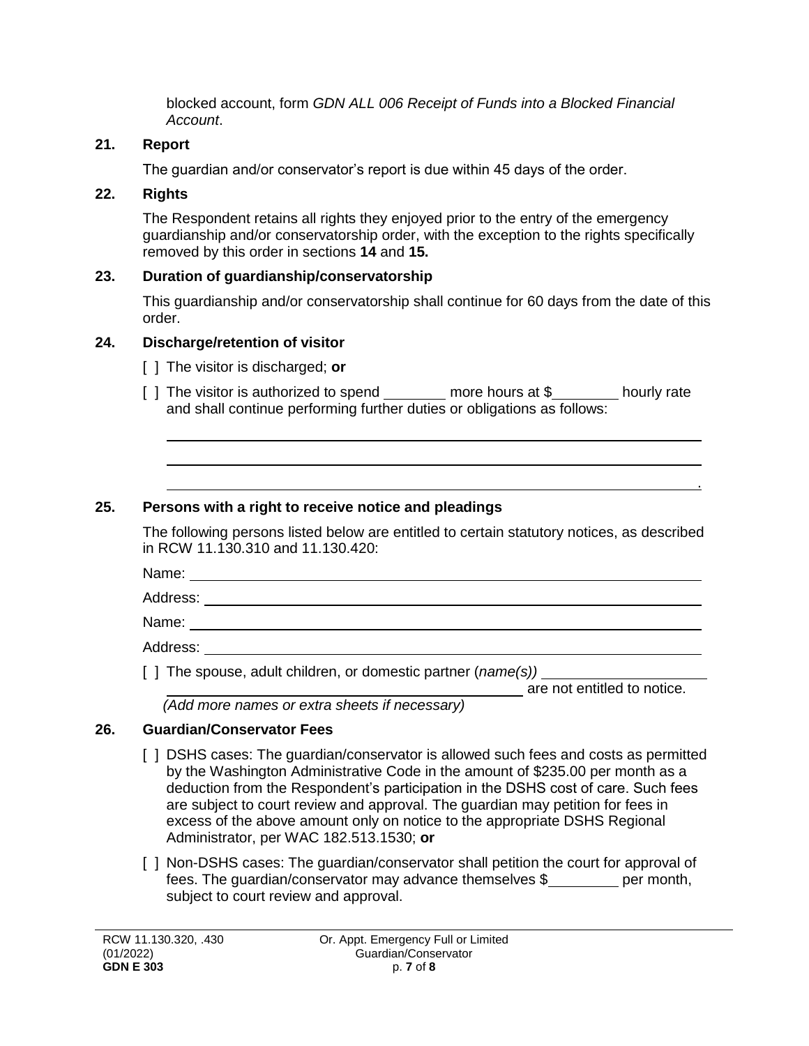blocked account, form *GDN ALL 006 Receipt of Funds into a Blocked Financial Account*.

## 21. Report

The guardian and/or conservator's report is due within 45 days of the order.

## 22. Rights

The Respondent retains all rights they enjoyed prior to the entry of the emergency guardianship and/or conservatorship order, with the exception to the rights specifically removed by this order in sections **14** and **15.**

## 23. Duration of guardianship/conservatorship

This guardianship and/or conservatorship shall continue for 60 days from the date of this order.

## 24. Discharge/retention of visitor

[ ] The visitor is discharged; **or**

[ ] The visitor is authorized to spend ________ more hours at $________ hourly rate and shall continue performing further duties or obligations as follows:

______________________________________________________________________

______________________________________________________________________

______________________________________________________________________.

## 25. Persons with a right to receive notice and pleadings

The following persons listed below are entitled to certain statutory notices, as described in RCW 11.130.310 and 11.130.420:

Name: ______________________________________________________________

Address: ____________________________________________________________

Name: ______________________________________________________________

Address: ____________________________________________________________

[ ] The spouse, adult children, or domestic partner (*name(s))* ____________________ ______________________________________________ are not entitled to notice.

*(Add more names or extra sheets if necessary)*

## 26. Guardian/Conservator Fees

[ ] DSHS cases: The guardian/conservator is allowed such fees and costs as permitted by the Washington Administrative Code in the amount of $235.00 per month as a deduction from the Respondent's participation in the DSHS cost of care. Such fees are subject to court review and approval. The guardian may petition for fees in excess of the above amount only on notice to the appropriate DSHS Regional Administrator, per WAC 182.513.1530; **or**

[ ] Non-DSHS cases: The guardian/conservator shall petition the court for approval of fees. The guardian/conservator may advance themselves $________ per month, subject to court review and approval.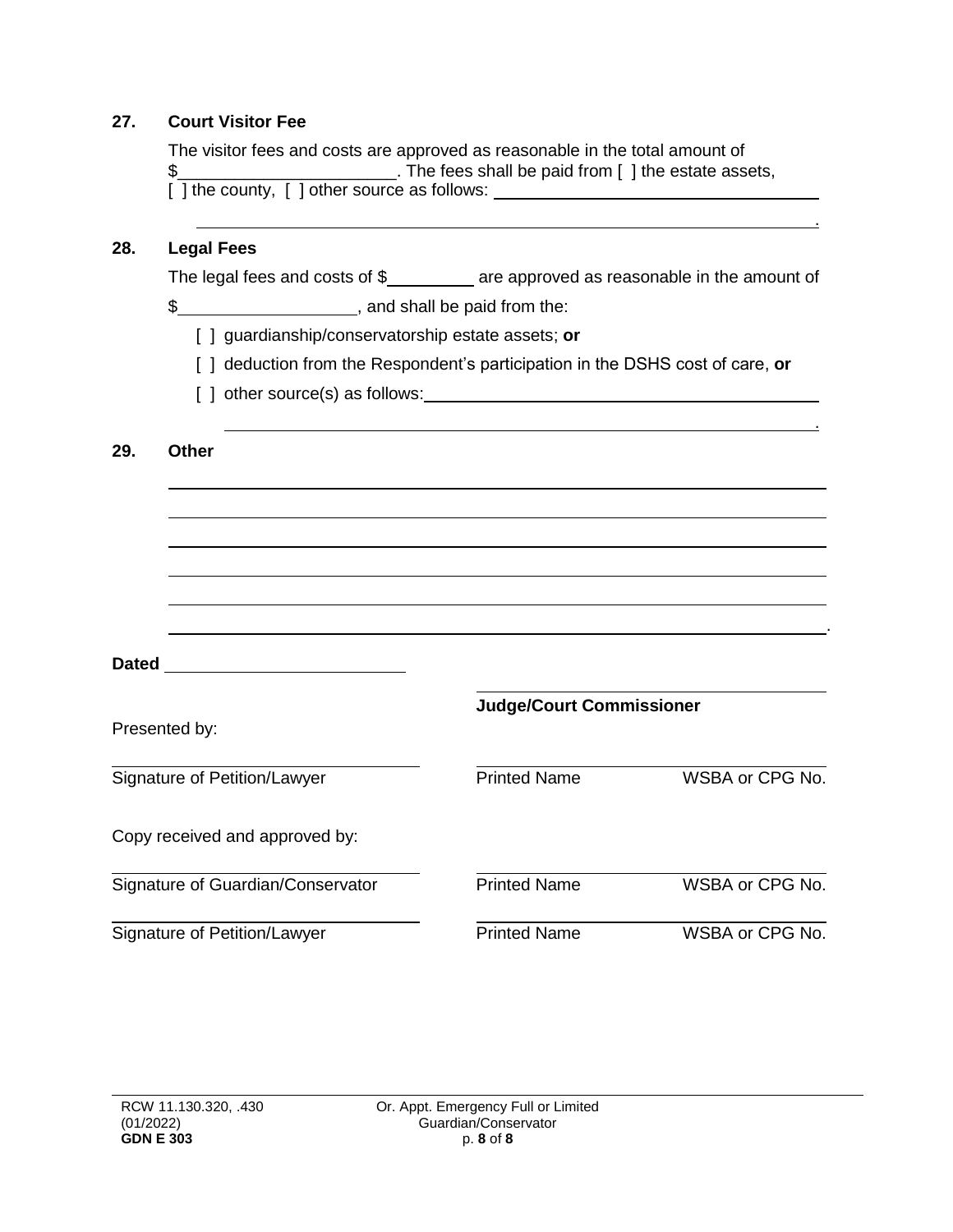## 27. Court Visitor Fee

The visitor fees and costs are approved as reasonable in the total amount of $\_\_\_\_\_\_\_\_\_\_\_\_\_\_\_\_\_\_\_\_\_\_. The fees shall be paid from [ ] the estate assets, [ ] the county, [ ] other source as follows: \_\_\_\_\_\_\_\_\_\_\_\_\_\_\_\_\_\_\_\_\_\_\_\_\_\_\_\_\_\_\_\_\_\_\_\_

\_\_\_\_\_\_\_\_\_\_\_\_\_\_\_\_\_\_\_\_\_\_\_\_\_\_\_\_\_\_\_\_\_\_\_\_\_\_\_\_\_\_\_\_\_\_\_\_\_\_\_\_\_\_\_\_\_\_\_\_\_\_\_\_.

## 28. Legal Fees

The legal fees and costs of $\_\_\_\_\_\_\_\_\_ are approved as reasonable in the amount of $\_\_\_\_\_\_\_\_\_\_\_\_\_\_\_\_\_\_\_, and shall be paid from the:

[ ] guardianship/conservatorship estate assets; **or**

[ ] deduction from the Respondent's participation in the DSHS cost of care, **or**

[ ] other source(s) as follows: \_\_\_\_\_\_\_\_\_\_\_\_\_\_\_\_\_\_\_\_\_\_\_\_\_\_\_\_\_\_\_\_\_\_\_\_\_\_\_\_\_\_\_\_

\_\_\_\_\_\_\_\_\_\_\_\_\_\_\_\_\_\_\_\_\_\_\_\_\_\_\_\_\_\_\_\_\_\_\_\_\_\_\_\_\_\_\_\_\_\_\_\_\_\_\_\_\_\_\_\_\_\_\_\_\_\_\_\_.

## 29. Other

\_\_\_\_\_\_\_\_\_\_\_\_\_\_\_\_\_\_\_\_\_\_\_\_\_\_\_\_\_\_\_\_\_\_\_\_\_\_\_\_\_\_\_\_\_\_\_\_\_\_\_\_\_\_\_\_\_\_\_\_\_\_\_\_\_\_\_\_\_

\_\_\_\_\_\_\_\_\_\_\_\_\_\_\_\_\_\_\_\_\_\_\_\_\_\_\_\_\_\_\_\_\_\_\_\_\_\_\_\_\_\_\_\_\_\_\_\_\_\_\_\_\_\_\_\_\_\_\_\_\_\_\_\_\_\_\_\_\_

\_\_\_\_\_\_\_\_\_\_\_\_\_\_\_\_\_\_\_\_\_\_\_\_\_\_\_\_\_\_\_\_\_\_\_\_\_\_\_\_\_\_\_\_\_\_\_\_\_\_\_\_\_\_\_\_\_\_\_\_\_\_\_\_\_\_\_\_\_

\_\_\_\_\_\_\_\_\_\_\_\_\_\_\_\_\_\_\_\_\_\_\_\_\_\_\_\_\_\_\_\_\_\_\_\_\_\_\_\_\_\_\_\_\_\_\_\_\_\_\_\_\_\_\_\_\_\_\_\_\_\_\_\_\_\_\_\_\_

\_\_\_\_\_\_\_\_\_\_\_\_\_\_\_\_\_\_\_\_\_\_\_\_\_\_\_\_\_\_\_\_\_\_\_\_\_\_\_\_\_\_\_\_\_\_\_\_\_\_\_\_\_\_\_\_\_\_\_\_\_\_\_\_\_\_\_\_\_

\_\_\_\_\_\_\_\_\_\_\_\_\_\_\_\_\_\_\_\_\_\_\_\_\_\_\_\_\_\_\_\_\_\_\_\_\_\_\_\_\_\_\_\_\_\_\_\_\_\_\_\_\_\_\_\_\_\_\_\_\_\_\_\_\_\_\_\_\_.

**Dated** \_\_\_\_\_\_\_\_\_\_\_\_\_\_\_\_\_\_\_\_\_\_\_\_

\_\_\_\_\_\_\_\_\_\_\_\_\_\_\_\_\_\_\_\_\_\_\_\_\_\_\_\_\_\_\_\_\_\_\_\_\_\_\_\_
**Judge/Court Commissioner**

Presented by:

| | | |
|---|---|---|
| Signature of Petition/Lawyer | Printed Name | WSBA or CPG No. |

Copy received and approved by:

| | | |
|---|---|---|
| Signature of Guardian/Conservator | Printed Name | WSBA or CPG No. |
| Signature of Petition/Lawyer | Printed Name | WSBA or CPG No. |